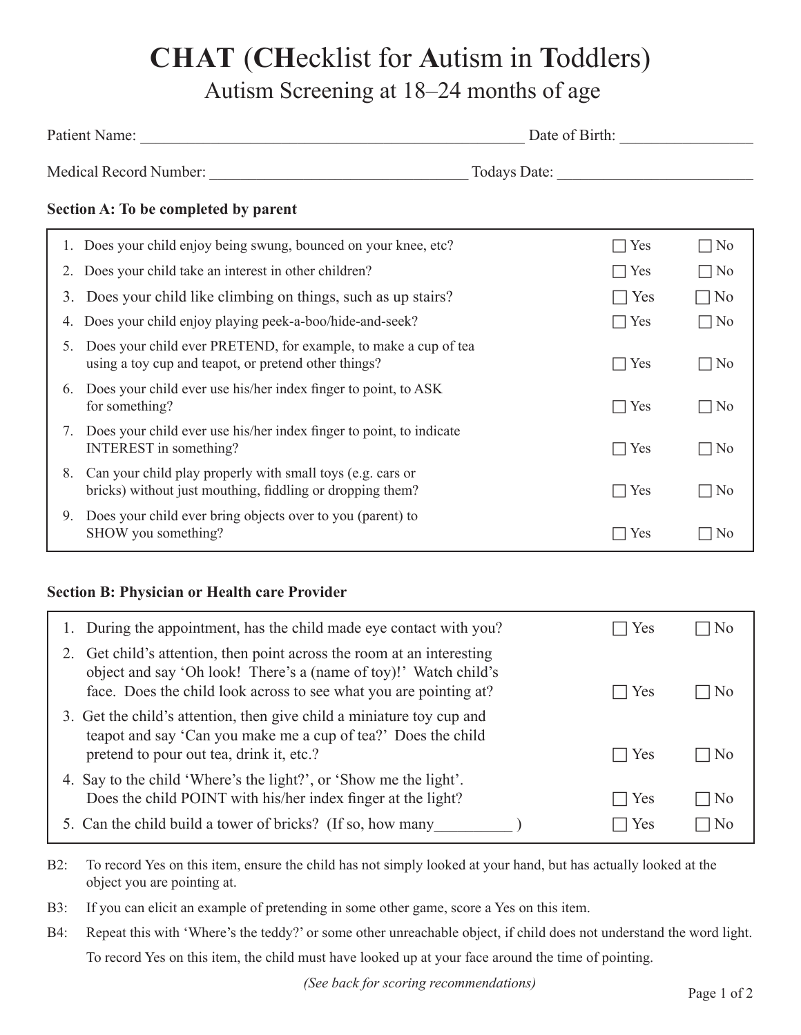# CHAT (CHecklist for Autism in Toddlers)

## Autism Screening at 18–24 months of age

Patient Name: ______________________________ Date of Birth: ________________

Medical Record Number: ______________________________ Todays Date: ________________________

### Section A: To be completed by parent

| | | | |
|---|---|---|---|
| 1. | Does your child enjoy being swung, bounced on your knee, etc? | ☐ Yes | ☐ No |
| 2. | Does your child take an interest in other children? | ☐ Yes | ☐ No |
| 3. | Does your child like climbing on things, such as up stairs? | ☐ Yes | ☐ No |
| 4. | Does your child enjoy playing peek-a-boo/hide-and-seek? | ☐ Yes | ☐ No |
| 5. | Does your child ever PRETEND, for example, to make a cup of tea using a toy cup and teapot, or pretend other things? | ☐ Yes | ☐ No |
| 6. | Does your child ever use his/her index finger to point, to ASK for something? | ☐ Yes | ☐ No |
| 7. | Does your child ever use his/her index finger to point, to indicate INTEREST in something? | ☐ Yes | ☐ No |
| 8. | Can your child play properly with small toys (e.g. cars or bricks) without just mouthing, fiddling or dropping them? | ☐ Yes | ☐ No |
| 9. | Does your child ever bring objects over to you (parent) to SHOW you something? | ☐ Yes | ☐ No |

### Section B: Physician or Health care Provider

| | | | |
|---|---|---|---|
| 1. | During the appointment, has the child made eye contact with you? | ☐ Yes | ☐ No |
| 2. | Get child's attention, then point across the room at an interesting object and say 'Oh look! There's a (name of toy)!' Watch child's face. Does the child look across to see what you are pointing at? | ☐ Yes | ☐ No |
| 3. | Get the child's attention, then give child a miniature toy cup and teapot and say 'Can you make me a cup of tea?' Does the child pretend to pour out tea, drink it, etc.? | ☐ Yes | ☐ No |
| 4. | Say to the child 'Where's the light?', or 'Show me the light'. Does the child POINT with his/her index finger at the light? | ☐ Yes | ☐ No |
| 5. | Can the child build a tower of bricks? (If so, how many__________ ) | ☐ Yes | ☐ No |

B2: To record Yes on this item, ensure the child has not simply looked at your hand, but has actually looked at the object you are pointing at.

B3: If you can elicit an example of pretending in some other game, score a Yes on this item.

B4: Repeat this with 'Where's the teddy?' or some other unreachable object, if child does not understand the word light.

To record Yes on this item, the child must have looked up at your face around the time of pointing.

*(See back for scoring recommendations)*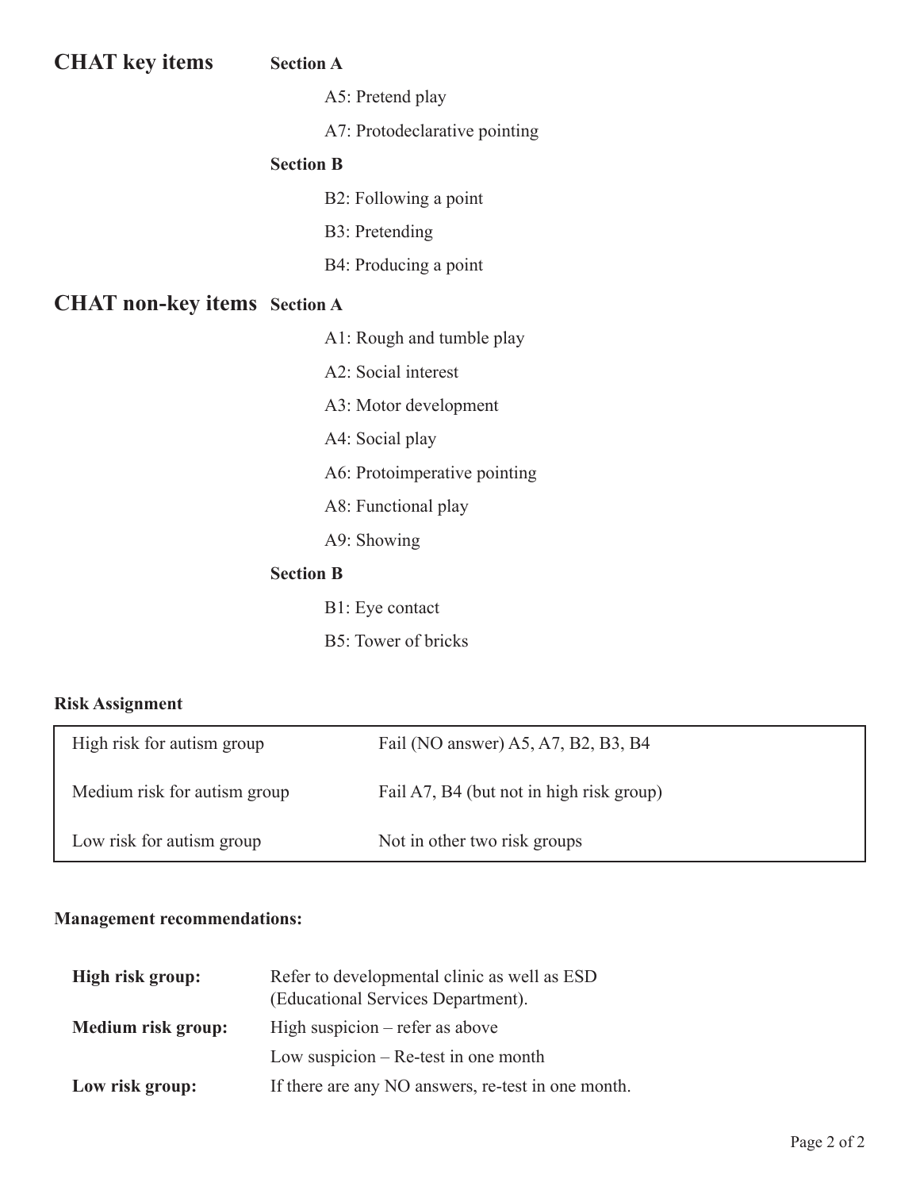## CHAT key items

**Section A**

- A5: Pretend play
- A7: Protodeclarative pointing

**Section B**

- B2: Following a point
- B3: Pretending
- B4: Producing a point

## CHAT non-key items

**Section A**

- A1: Rough and tumble play
- A2: Social interest
- A3: Motor development
- A4: Social play
- A6: Protoimperative pointing
- A8: Functional play
- A9: Showing

**Section B**

- B1: Eye contact
- B5: Tower of bricks

**Risk Assignment**

| | |
|---|---|
| High risk for autism group | Fail (NO answer) A5, A7, B2, B3, B4 |
| Medium risk for autism group | Fail A7, B4 (but not in high risk group) |
| Low risk for autism group | Not in other two risk groups |

**Management recommendations:**

| | |
|---|---|
| **High risk group:** | Refer to developmental clinic as well as ESD (Educational Services Department). |
| **Medium risk group:** | High suspicion – refer as above |
| | Low suspicion – Re-test in one month |
| **Low risk group:** | If there are any NO answers, re-test in one month. |